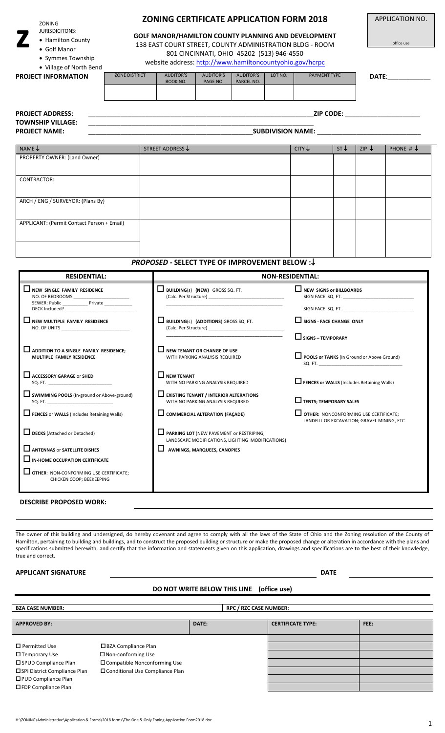# ZONING CERTIFICATE APPLICATION FORM 2018

APPLICATION NO.

office use

**Z** ZONING

JURISDICITONS:
- Hamilton County
- Golf Manor
- Symmes Township
- Village of North Bend

**GOLF MANOR/HAMILTON COUNTY PLANNING AND DEVELOPMENT**
138 EAST COURT STREET, COUNTY ADMINISTRATION BLDG - ROOM 801 CINCINNATI, OHIO 45202 (513) 946-4550
website address: http://www.hamiltoncountyohio.gov/hcrpc

**PROJECT INFORMATION**

| ZONE DISTRICT | AUDITOR'S BOOK NO. | AUDITOR'S PAGE NO. | AUDITOR'S PARCEL NO. | LOT NO. | PAYMENT TYPE |
|---|---|---|---|---|---|
| | | | | | |

**DATE**:____________

**PROJECT ADDRESS:** ______________________________ **ZIP CODE:** ____________________

**TOWNSHIP VILLAGE:** ______________________________

**PROJECT NAME:** ______________________________ **SUBDIVISION NAME:** ____________________

| NAME ↓ | STREET ADDRESS ↓ | CITY ↓ | ST ↓ | ZIP ↓ | PHONE # ↓ |
|---|---|---|---|---|---|
| PROPERTY OWNER: (Land Owner) | | | | | |
| CONTRACTOR: | | | | | |
| ARCH / ENG / SURVEYOR: (Plans By) | | | | | |
| APPLICANT: (Permit Contact Person + Email) | | | | | |
| | | | | | |

## *PROPOSED* - SELECT TYPE OF IMPROVEMENT BELOW :↓

| RESIDENTIAL: | NON-RESIDENTIAL: | |
|---|---|---|
| ☐ **NEW SINGLE FAMILY RESIDENCE** NO. OF BEDROOMS ____ SEWER: Public ____ Private ____ DECK Included? ____ | ☐ **BUILDING**(s) **(NEW)** GROSS SQ. FT. (Calc. Per Structure) ____ | ☐ **NEW SIGNS or BILLBOARDS** SIGN FACE SQ. FT. ____ SIGN FACE SQ. FT. ____ |
| ☐ **NEW MULTIPLE FAMILY RESIDENCE** NO. OF UNITS ____ | ☐ **BUILDING**(s) **(ADDITIONS)** GROSS SQ. FT. (Calc. Per Structure) ____ | ☐ **SIGNS - FACE CHANGE ONLY** ☐ **SIGNS – TEMPORARY** |
| ☐ **ADDITION TO A SINGLE FAMILY RESIDENCE; MULTIPLE FAMILY RESIDENCE** | ☐ **NEW TENANT OR CHANGE OF USE** WITH PARKING ANALYSIS REQUIRED | ☐ **POOLS or TANKS** (In Ground or Above Ground) SQ. FT. ____ |
| ☐ **ACCESSORY GARAGE** or **SHED** SQ. FT. ____ | ☐ **NEW TENANT** WITH NO PARKING ANALYSIS REQUIRED | ☐ **FENCES or WALLS** (Includes Retaining Walls) |
| ☐ **SWIMMING POOLS** (In-ground or Above-ground) SQ. FT. ____ | ☐ **EXISTING TENANT / INTERIOR ALTERATIONS** WITH NO PARKING ANALYSIS REQUIRED | ☐ **TENTS; TEMPORARY SALES** |
| ☐ **FENCES** or **WALLS** (Includes Retaining Walls) | ☐ **COMMERCIAL ALTERATION (FAÇADE)** | ☐ **OTHER:** NONCONFORMING USE CERTIFICATE; LANDFILL OR EXCAVATION; GRAVEL MINING, ETC. |
| ☐ **DECKS** (Attached or Detached) | ☐ **PARKING LOT** (NEW PAVEMENT or RESTRIPING, LANDSCAPE MODIFICATIONS, LIGHTING MODIFICATIONS) | |
| ☐ **ANTENNAS** or **SATELLITE DISHES** | ☐ **AWNINGS, MARQUEES, CANOPIES** | |
| ☐ **IN-HOME OCCUPATION CERTIFICATE** | | |
| ☐ **OTHER**: NON-CONFORMING USE CERTIFICATE; CHICKEN COOP; BEEKEEPING | | |

**DESCRIBE PROPOSED WORK:** ______________________________

The owner of this building and undersigned, do hereby covenant and agree to comply with all the laws of the State of Ohio and the Zoning resolution of the County of Hamilton, pertaining to building and buildings, and to construct the proposed building or structure or make the proposed change or alteration in accordance with the plans and specifications submitted herewith, and certify that the information and statements given on this application, drawings and specifications are to the best of their knowledge, true and correct.

**APPLICANT SIGNATURE** ______________________________ **DATE** ____________

### DO NOT WRITE BELOW THIS LINE (office use)

| **BZA CASE NUMBER:** | | **RPC / RZC CASE NUMBER:** | |
|---|---|---|---|

| **APPROVED BY:** | | **DATE:** | **CERTIFICATE TYPE:** | **FEE:** |
|---|---|---|---|---|
| ☐ Permitted Use | ☐ BZA Compliance Plan | | | |
| ☐ Temporary Use | ☐ Non-conforming Use | | | |
| ☐ SPUD Compliance Plan | ☐ Compatible Nonconforming Use | | | |
| ☐ SPI District Compliance Plan | ☐ Conditional Use Compliance Plan | | | |
| ☐ PUD Compliance Plan | | | | |
| ☐ FDP Compliance Plan | | | | |

H:\ZONING\Administrative\Application & Forms\2018 forms\The One & Only Zoning Application Form2018.doc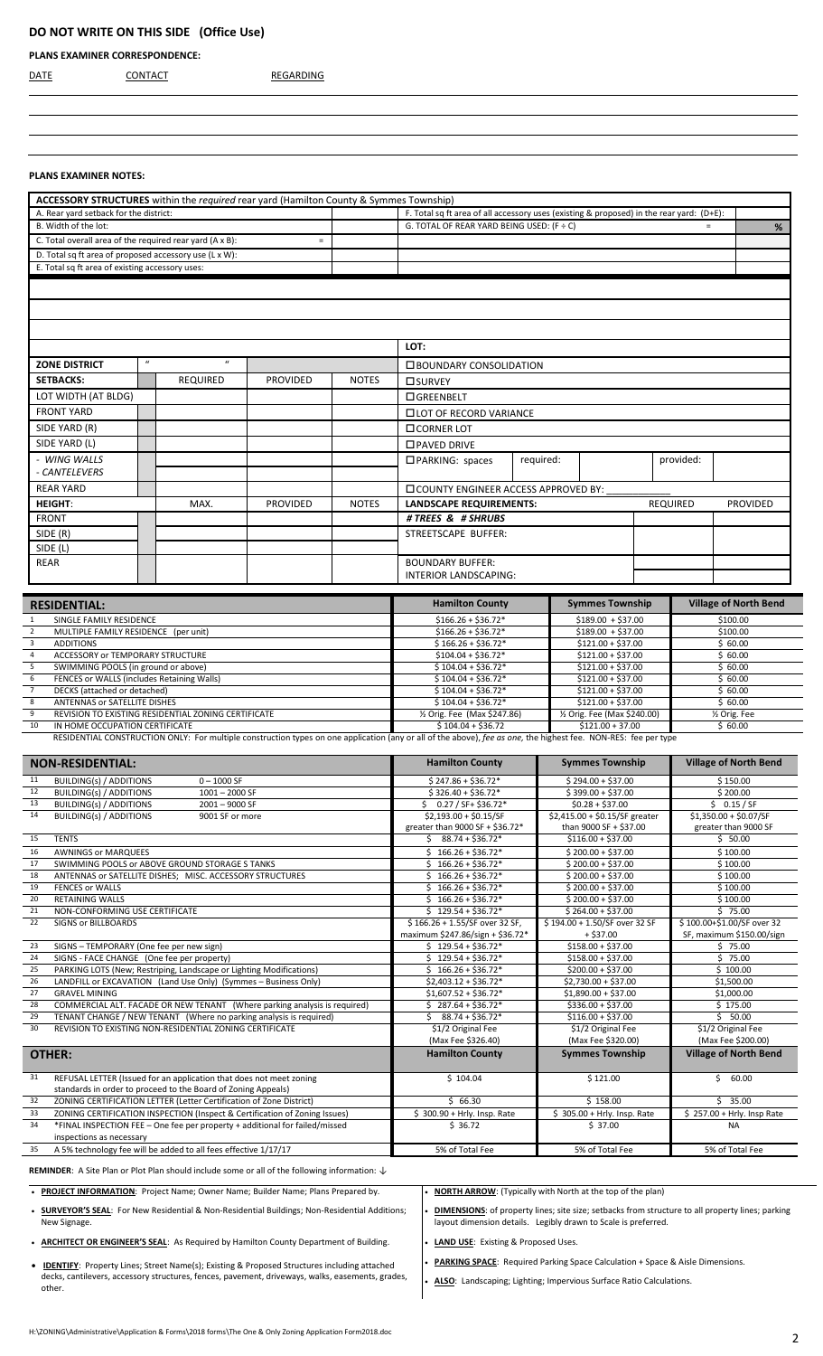## DO NOT WRITE ON THIS SIDE (Office Use)

**PLANS EXAMINER CORRESPONDENCE:**

DATE CONTACT REGARDING

**PLANS EXAMINER NOTES:**

| **ACCESSORY STRUCTURES** within the *required* rear yard (Hamilton County & Symmes Township) | | | |
|---|---|---|---|
| A. Rear yard setback for the district: | | F. Total sq ft area of all accessory uses (existing & proposed) in the rear yard: (D+E): | |
| B. Width of the lot: | | G. TOTAL OF REAR YARD BEING USED: (F ÷ C) = | % |
| C. Total overall area of the required rear yard (A x B): = | | | |
| D. Total sq ft area of proposed accessory use (L x W): | | | |
| E. Total sq ft area of existing accessory uses: | | | |

| | | | | | LOT: | | | | |
|---|---|---|---|---|---|---|---|---|---|
| **ZONE DISTRICT** | " " | | | | ☐BOUNDARY CONSOLIDATION | | | | |
| **SETBACKS:** | | REQUIRED | PROVIDED | NOTES | ☐SURVEY | | | | |
| LOT WIDTH (AT BLDG) | | | | | ☐GREENBELT | | | | |
| FRONT YARD | | | | | ☐LOT OF RECORD VARIANCE | | | | |
| SIDE YARD (R) | | | | | ☐CORNER LOT | | | | |
| SIDE YARD (L) | | | | | ☐PAVED DRIVE | | | | |
| - *WING WALLS* - *CANTELEVERS* | | | | | ☐PARKING: spaces | required: | | provided: | |
| REAR YARD | | | | | ☐COUNTY ENGINEER ACCESS APPROVED BY: ____ | | | | |
| **HEIGHT**: | | MAX. | PROVIDED | NOTES | **LANDSCAPE REQUIREMENTS:** | | | REQUIRED | PROVIDED |
| FRONT | | | | | ***# TREES & # SHRUBS*** | | | | |
| SIDE (R) | | | | | STREETSCAPE BUFFER: | | | | |
| SIDE (L) | | | | | | | | | |
| REAR | | | | | BOUNDARY BUFFER: | | | | |
| | | | | | INTERIOR LANDSCAPING: | | | | |

| | **RESIDENTIAL:** | **Hamilton County** | **Symmes Township** | **Village of North Bend** |
|---|---|---|---|---|
| 1 | SINGLE FAMILY RESIDENCE | $166.26 + $36.72* | $189.00 + $37.00 | $100.00 |
| 2 | MULTIPLE FAMILY RESIDENCE (per unit) | $166.26 + $36.72* | $189.00 + $37.00 | $100.00 |
| 3 | ADDITIONS | $ 166.26 + $36.72* | $121.00 + $37.00 | $ 60.00 |
| 4 | ACCESSORY or TEMPORARY STRUCTURE | $104.04 + $36.72* | $121.00 + $37.00 | $ 60.00 |
| 5 | SWIMMING POOLS (in ground or above) | $ 104.04 + $36.72* | $121.00 + $37.00 | $ 60.00 |
| 6 | FENCES or WALLS (includes Retaining Walls) | $ 104.04 + $36.72* | $121.00 + $37.00 | $ 60.00 |
| 7 | DECKS (attached or detached) | $ 104.04 + $36.72* | $121.00 + $37.00 | $ 60.00 |
| 8 | ANTENNAS or SATELLITE DISHES | $ 104.04 + $36.72* | $121.00 + $37.00 | $ 60.00 |
| 9 | REVISION TO EXISTING RESIDENTIAL ZONING CERTIFICATE | ½ Orig. Fee (Max $247.86) | ½ Orig. Fee (Max $240.00) | ½ Orig. Fee |
| 10 | IN HOME OCCUPATION CERTIFICATE | $ 104.04 + $36.72 | $121.00 + 37.00 | $ 60.00 |

RESIDENTIAL CONSTRUCTION ONLY: For multiple construction types on one application (any or all of the above), *fee as one,* the highest fee. NON-RES: fee per type

| | **NON-RESIDENTIAL:** | **Hamilton County** | **Symmes Township** | **Village of North Bend** |
|---|---|---|---|---|
| 11 | BUILDING(s) / ADDITIONS 0 – 1000 SF | $ 247.86 + $36.72* | $ 294.00 + $37.00 | $ 150.00 |
| 12 | BUILDING(s) / ADDITIONS 1001 – 2000 SF | $ 326.40 + $36.72* | $ 399.00 + $37.00 | $ 200.00 |
| 13 | BUILDING(s) / ADDITIONS 2001 – 9000 SF | $ 0.27 / SF+ $36.72* | $0.28 + $37.00 | $ 0.15 / SF |
| 14 | BUILDING(s) / ADDITIONS 9001 SF or more | $2,193.00 + $0.15/SF greater than 9000 SF + $36.72* | $2,415.00 + $0.15/SF greater than 9000 SF + $37.00 | $1,350.00 + $0.07/SF greater than 9000 SF |
| 15 | TENTS | $ 88.74 + $36.72* | $116.00 + $37.00 | $ 50.00 |
| 16 | AWNINGS or MARQUEES | $ 166.26 + $36.72* | $ 200.00 + $37.00 | $ 100.00 |
| 17 | SWIMMING POOLS or ABOVE GROUND STORAGE S TANKS | $ 166.26 + $36.72* | $ 200.00 + $37.00 | $ 100.00 |
| 18 | ANTENNAS or SATELLITE DISHES; MISC. ACCESSORY STRUCTURES | $ 166.26 + $36.72* | $ 200.00 + $37.00 | $ 100.00 |
| 19 | FENCES or WALLS | $ 166.26 + $36.72* | $ 200.00 + $37.00 | $ 100.00 |
| 20 | RETAINING WALLS | $ 166.26 + $36.72* | $ 200.00 + $37.00 | $ 100.00 |
| 21 | NON-CONFORMING USE CERTIFICATE | $ 129.54 + $36.72* | $ 264.00 + $37.00 | $ 75.00 |
| 22 | SIGNS or BILLBOARDS | $ 166.26 + 1.55/SF over 32 SF, maximum $247.86/sign + $36.72* | $ 194.00 + 1.50/SF over 32 SF + $37.00 | $ 100.00+$1.00/SF over 32 SF, maximum $150.00/sign |
| 23 | SIGNS – TEMPORARY (One fee per new sign) | $ 129.54 + $36.72* | $158.00 + $37.00 | $ 75.00 |
| 24 | SIGNS - FACE CHANGE (One fee per property) | $ 129.54 + $36.72* | $158.00 + $37.00 | $ 75.00 |
| 25 | PARKING LOTS (New; Restriping, Landscape or Lighting Modifications) | $ 166.26 + $36.72* | $200.00 + $37.00 | $ 100.00 |
| 26 | LANDFILL or EXCAVATION (Land Use Only) (Symmes – Business Only) | $2,403.12 + $36.72* | $2,730.00 + $37.00 | $1,500.00 |
| 27 | GRAVEL MINING | $1,607.52 + $36.72* | $1,890.00 + $37.00 | $1,000.00 |
| 28 | COMMERCIAL ALT. FACADE OR NEW TENANT (Where parking analysis is required) | $ 287.64 + $36.72* | $336.00 + $37.00 | $ 175.00 |
| 29 | TENANT CHANGE / NEW TENANT (Where no parking analysis is required) | $ 88.74 + $36.72* | $116.00 + $37.00 | $ 50.00 |
| 30 | REVISION TO EXISTING NON-RESIDENTIAL ZONING CERTIFICATE | $1/2 Original Fee (Max Fee $326.40) | $1/2 Original Fee (Max Fee $320.00) | $1/2 Original Fee (Max Fee $200.00) |
| | **OTHER:** | **Hamilton County** | **Symmes Township** | **Village of North Bend** |
| 31 | REFUSAL LETTER (Issued for an application that does not meet zoning standards in order to proceed to the Board of Zoning Appeals) | $ 104.04 | $ 121.00 | $ 60.00 |
| 32 | ZONING CERTIFICATION LETTER (Letter Certification of Zone District) | $ 66.30 | $ 158.00 | $ 35.00 |
| 33 | ZONING CERTIFICATION INSPECTION (Inspect & Certification of Zoning Issues) | $ 300.90 + Hrly. Insp. Rate | $ 305.00 + Hrly. Insp. Rate | $ 257.00 + Hrly. Insp Rate |
| 34 | *FINAL INSPECTION FEE – One fee per property + additional for failed/missed inspections as necessary | $ 36.72 | $ 37.00 | NA |
| 35 | A 5% technology fee will be added to all fees effective 1/17/17 | 5% of Total Fee | 5% of Total Fee | 5% of Total Fee |

**REMINDER**: A Site Plan or Plot Plan should include some or all of the following information: ↓

- **PROJECT INFORMATION**: Project Name; Owner Name; Builder Name; Plans Prepared by.
- **SURVEYOR'S SEAL**: For New Residential & Non-Residential Buildings; Non-Residential Additions; New Signage.
- **ARCHITECT OR ENGINEER'S SEAL**: As Required by Hamilton County Department of Building.
- **IDENTIFY**: Property Lines; Street Name(s); Existing & Proposed Structures including attached decks, cantilevers, accessory structures, fences, pavement, driveways, walks, easements, grades, other.
- **NORTH ARROW**: (Typically with North at the top of the plan)
- **DIMENSIONS**: of property lines; site size; setbacks from structure to all property lines; parking layout dimension details. Legibly drawn to Scale is preferred.
- **LAND USE**: Existing & Proposed Uses.
- **PARKING SPACE**: Required Parking Space Calculation + Space & Aisle Dimensions.
- **ALSO**: Landscaping; Lighting; Impervious Surface Ratio Calculations.

H:\ZONING\Administrative\Application & Forms\2018 forms\The One & Only Zoning Application Form2018.doc